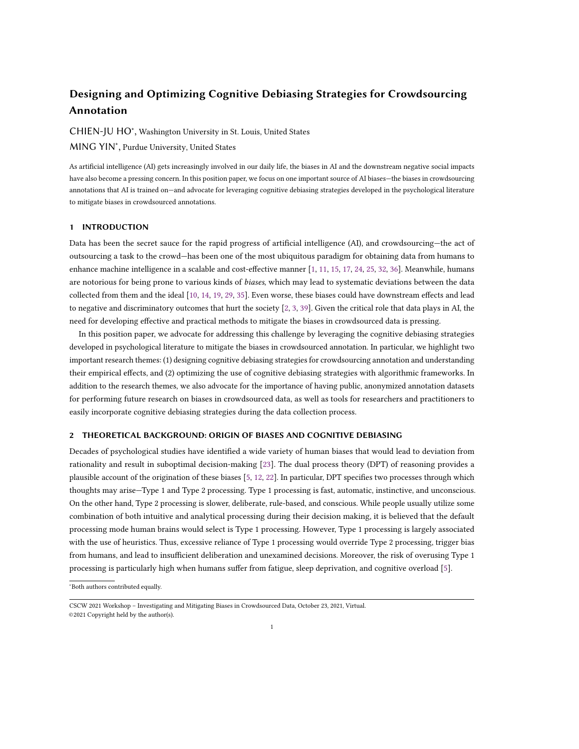# Designing and Optimizing Cognitive Debiasing Strategies for Crowdsourcing Annotation

CHIEN-JU HO*, Washington University in St. Louis, United States

MING YIN*, Purdue University, United States

As artificial intelligence (AI) gets increasingly involved in our daily life, the biases in AI and the downstream negative social impacts have also become a pressing concern. In this position paper, we focus on one important source of AI biases—the biases in crowdsourcing annotations that AI is trained on—and advocate for leveraging cognitive debiasing strategies developed in the psychological literature to mitigate biases in crowdsourced annotations.

## 1 INTRODUCTION

Data has been the secret sauce for the rapid progress of artificial intelligence (AI), and crowdsourcing—the act of outsourcing a task to the crowd—has been one of the most ubiquitous paradigm for obtaining data from humans to enhance machine intelligence in a scalable and cost-effective manner [1, 11, 15, 17, 24, 25, 32, 36]. Meanwhile, humans are notorious for being prone to various kinds of *biases*, which may lead to systematic deviations between the data collected from them and the ideal [10, 14, 19, 29, 35]. Even worse, these biases could have downstream effects and lead to negative and discriminatory outcomes that hurt the society [2, 3, 39]. Given the critical role that data plays in AI, the need for developing effective and practical methods to mitigate the biases in crowdsourced data is pressing.

In this position paper, we advocate for addressing this challenge by leveraging the cognitive debiasing strategies developed in psychological literature to mitigate the biases in crowdsourced annotation. In particular, we highlight two important research themes: (1) designing cognitive debiasing strategies for crowdsourcing annotation and understanding their empirical effects, and (2) optimizing the use of cognitive debiasing strategies with algorithmic frameworks. In addition to the research themes, we also advocate for the importance of having public, anonymized annotation datasets for performing future research on biases in crowdsourced data, as well as tools for researchers and practitioners to easily incorporate cognitive debiasing strategies during the data collection process.

## 2 THEORETICAL BACKGROUND: ORIGIN OF BIASES AND COGNITIVE DEBIASING

Decades of psychological studies have identified a wide variety of human biases that would lead to deviation from rationality and result in suboptimal decision-making [23]. The dual process theory (DPT) of reasoning provides a plausible account of the origination of these biases [5, 12, 22]. In particular, DPT specifies two processes through which thoughts may arise—Type 1 and Type 2 processing. Type 1 processing is fast, automatic, instinctive, and unconscious. On the other hand, Type 2 processing is slower, deliberate, rule-based, and conscious. While people usually utilize some combination of both intuitive and analytical processing during their decision making, it is believed that the default processing mode human brains would select is Type 1 processing. However, Type 1 processing is largely associated with the use of heuristics. Thus, excessive reliance of Type 1 processing would override Type 2 processing, trigger bias from humans, and lead to insufficient deliberation and unexamined decisions. Moreover, the risk of overusing Type 1 processing is particularly high when humans suffer from fatigue, sleep deprivation, and cognitive overload [5].

*Both authors contributed equally.

CSCW 2021 Workshop – Investigating and Mitigating Biases in Crowdsourced Data, October 23, 2021, Virtual.
©2021 Copyright held by the author(s).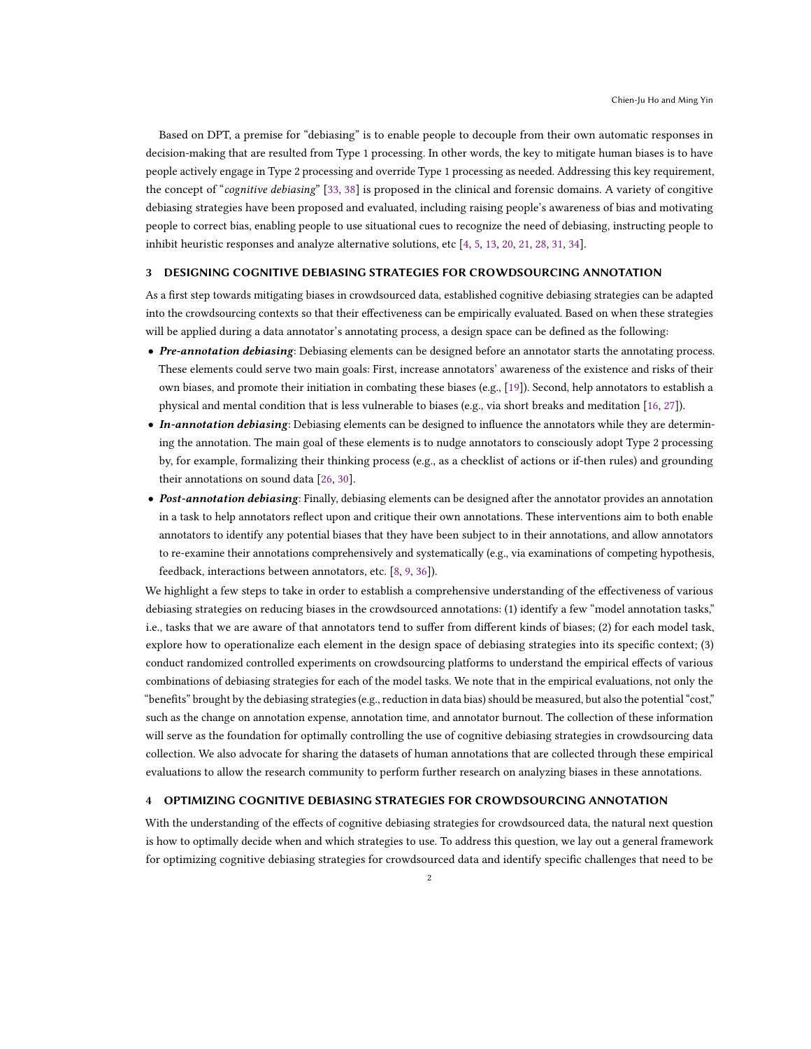Based on DPT, a premise for "debiasing" is to enable people to decouple from their own automatic responses in decision-making that are resulted from Type 1 processing. In other words, the key to mitigate human biases is to have people actively engage in Type 2 processing and override Type 1 processing as needed. Addressing this key requirement, the concept of "*cognitive debiasing*" [33, 38] is proposed in the clinical and forensic domains. A variety of congitive debiasing strategies have been proposed and evaluated, including raising people's awareness of bias and motivating people to correct bias, enabling people to use situational cues to recognize the need of debiasing, instructing people to inhibit heuristic responses and analyze alternative solutions, etc [4, 5, 13, 20, 21, 28, 31, 34].

## 3 DESIGNING COGNITIVE DEBIASING STRATEGIES FOR CROWDSOURCING ANNOTATION

As a first step towards mitigating biases in crowdsourced data, established cognitive debiasing strategies can be adapted into the crowdsourcing contexts so that their effectiveness can be empirically evaluated. Based on when these strategies will be applied during a data annotator's annotating process, a design space can be defined as the following:

- ***Pre-annotation debiasing***: Debiasing elements can be designed before an annotator starts the annotating process. These elements could serve two main goals: First, increase annotators' awareness of the existence and risks of their own biases, and promote their initiation in combating these biases (e.g., [19]). Second, help annotators to establish a physical and mental condition that is less vulnerable to biases (e.g., via short breaks and meditation [16, 27]).
- ***In-annotation debiasing***: Debiasing elements can be designed to influence the annotators while they are determining the annotation. The main goal of these elements is to nudge annotators to consciously adopt Type 2 processing by, for example, formalizing their thinking process (e.g., as a checklist of actions or if-then rules) and grounding their annotations on sound data [26, 30].
- ***Post-annotation debiasing***: Finally, debiasing elements can be designed after the annotator provides an annotation in a task to help annotators reflect upon and critique their own annotations. These interventions aim to both enable annotators to identify any potential biases that they have been subject to in their annotations, and allow annotators to re-examine their annotations comprehensively and systematically (e.g., via examinations of competing hypothesis, feedback, interactions between annotators, etc. [8, 9, 36]).

We highlight a few steps to take in order to establish a comprehensive understanding of the effectiveness of various debiasing strategies on reducing biases in the crowdsourced annotations: (1) identify a few "model annotation tasks," i.e., tasks that we are aware of that annotators tend to suffer from different kinds of biases; (2) for each model task, explore how to operationalize each element in the design space of debiasing strategies into its specific context; (3) conduct randomized controlled experiments on crowdsourcing platforms to understand the empirical effects of various combinations of debiasing strategies for each of the model tasks. We note that in the empirical evaluations, not only the "benefits" brought by the debiasing strategies (e.g., reduction in data bias) should be measured, but also the potential "cost," such as the change on annotation expense, annotation time, and annotator burnout. The collection of these information will serve as the foundation for optimally controlling the use of cognitive debiasing strategies in crowdsourcing data collection. We also advocate for sharing the datasets of human annotations that are collected through these empirical evaluations to allow the research community to perform further research on analyzing biases in these annotations.

## 4 OPTIMIZING COGNITIVE DEBIASING STRATEGIES FOR CROWDSOURCING ANNOTATION

With the understanding of the effects of cognitive debiasing strategies for crowdsourced data, the natural next question is how to optimally decide when and which strategies to use. To address this question, we lay out a general framework for optimizing cognitive debiasing strategies for crowdsourced data and identify specific challenges that need to be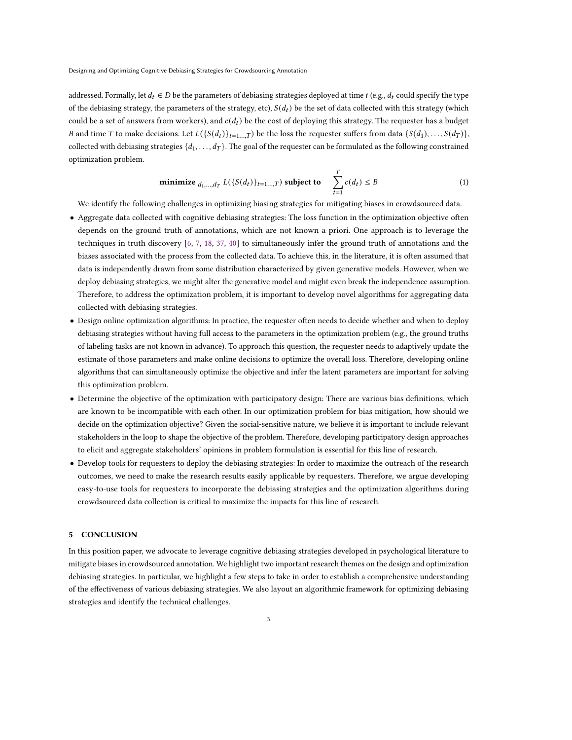addressed. Formally, let $d_t \in D$ be the parameters of debiasing strategies deployed at time $t$ (e.g., $d_t$ could specify the type of the debiasing strategy, the parameters of the strategy, etc), $S(d_t)$ be the set of data collected with this strategy (which could be a set of answers from workers), and $c(d_t)$ be the cost of deploying this strategy. The requester has a budget $B$ and time $T$ to make decisions. Let $L(\{S(d_t)\}_{t=1...,T})$ be the loss the requester suffers from data $\{S(d_1), \ldots, S(d_T)\}$, collected with debiasing strategies $\{d_1, \ldots, d_T\}$. The goal of the requester can be formulated as the following constrained optimization problem.

$$\textbf{minimize}_{\ d_1,\ldots,d_T} \ L(\{S(d_t)\}_{t=1...,T}) \ \textbf{subject to} \quad \sum_{t=1}^{T} c(d_t) \leq B \tag{1}$$

We identify the following challenges in optimizing biasing strategies for mitigating biases in crowdsourced data.

- Aggregate data collected with cognitive debiasing strategies: The loss function in the optimization objective often depends on the ground truth of annotations, which are not known a priori. One approach is to leverage the techniques in truth discovery [6, 7, 18, 37, 40] to simultaneously infer the ground truth of annotations and the biases associated with the process from the collected data. To achieve this, in the literature, it is often assumed that data is independently drawn from some distribution characterized by given generative models. However, when we deploy debiasing strategies, we might alter the generative model and might even break the independence assumption. Therefore, to address the optimization problem, it is important to develop novel algorithms for aggregating data collected with debiasing strategies.
- Design online optimization algorithms: In practice, the requester often needs to decide whether and when to deploy debiasing strategies without having full access to the parameters in the optimization problem (e.g., the ground truths of labeling tasks are not known in advance). To approach this question, the requester needs to adaptively update the estimate of those parameters and make online decisions to optimize the overall loss. Therefore, developing online algorithms that can simultaneously optimize the objective and infer the latent parameters are important for solving this optimization problem.
- Determine the objective of the optimization with participatory design: There are various bias definitions, which are known to be incompatible with each other. In our optimization problem for bias mitigation, how should we decide on the optimization objective? Given the social-sensitive nature, we believe it is important to include relevant stakeholders in the loop to shape the objective of the problem. Therefore, developing participatory design approaches to elicit and aggregate stakeholders' opinions in problem formulation is essential for this line of research.
- Develop tools for requesters to deploy the debiasing strategies: In order to maximize the outreach of the research outcomes, we need to make the research results easily applicable by requesters. Therefore, we argue developing easy-to-use tools for requesters to incorporate the debiasing strategies and the optimization algorithms during crowdsourced data collection is critical to maximize the impacts for this line of research.

## 5 CONCLUSION

In this position paper, we advocate to leverage cognitive debiasing strategies developed in psychological literature to mitigate biases in crowdsourced annotation. We highlight two important research themes on the design and optimization debiasing strategies. In particular, we highlight a few steps to take in order to establish a comprehensive understanding of the effectiveness of various debiasing strategies. We also layout an algorithmic framework for optimizing debiasing strategies and identify the technical challenges.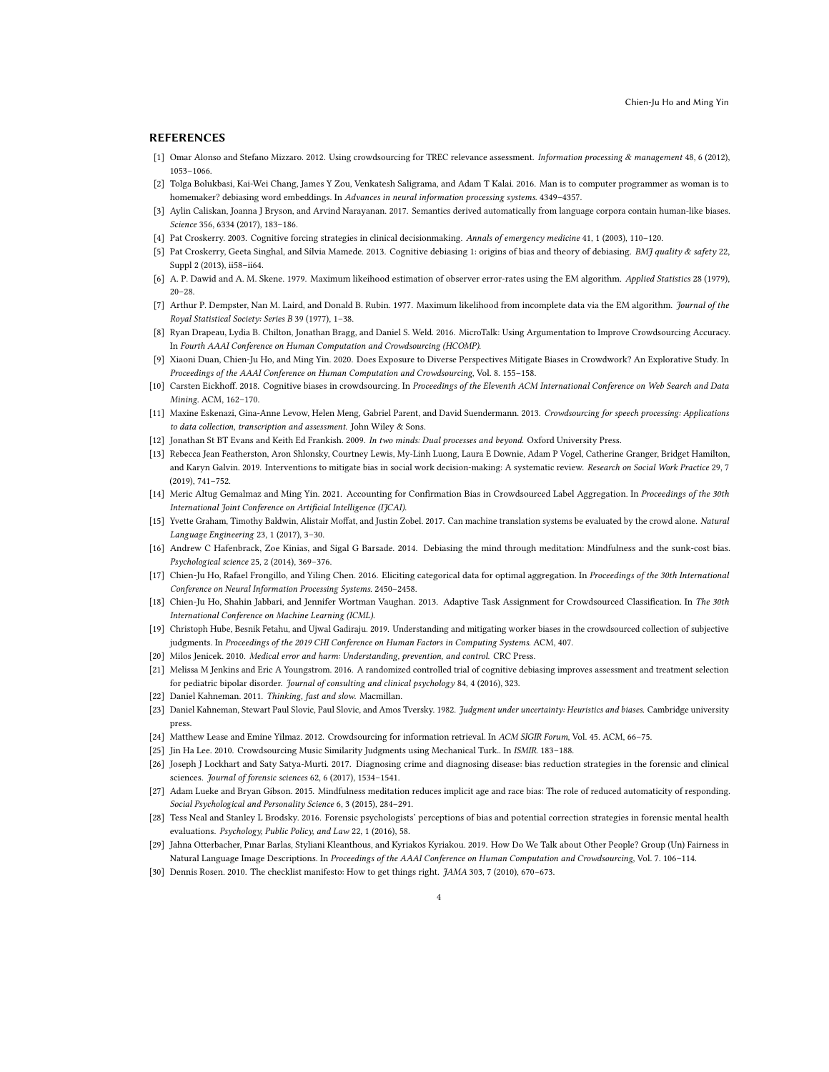## REFERENCES

[1] Omar Alonso and Stefano Mizzaro. 2012. Using crowdsourcing for TREC relevance assessment. *Information processing & management* 48, 6 (2012), 1053–1066.

[2] Tolga Bolukbasi, Kai-Wei Chang, James Y Zou, Venkatesh Saligrama, and Adam T Kalai. 2016. Man is to computer programmer as woman is to homemaker? debiasing word embeddings. In *Advances in neural information processing systems*. 4349–4357.

[3] Aylin Caliskan, Joanna J Bryson, and Arvind Narayanan. 2017. Semantics derived automatically from language corpora contain human-like biases. *Science* 356, 6334 (2017), 183–186.

[4] Pat Croskerry. 2003. Cognitive forcing strategies in clinical decisionmaking. *Annals of emergency medicine* 41, 1 (2003), 110–120.

[5] Pat Croskerry, Geeta Singhal, and Sílvia Mamede. 2013. Cognitive debiasing 1: origins of bias and theory of debiasing. *BMJ quality & safety* 22, Suppl 2 (2013), ii58–ii64.

[6] A. P. Dawid and A. M. Skene. 1979. Maximum likeihood estimation of observer error-rates using the EM algorithm. *Applied Statistics* 28 (1979), 20–28.

[7] Arthur P. Dempster, Nan M. Laird, and Donald B. Rubin. 1977. Maximum likelihood from incomplete data via the EM algorithm. *Journal of the Royal Statistical Society: Series B* 39 (1977), 1–38.

[8] Ryan Drapeau, Lydia B. Chilton, Jonathan Bragg, and Daniel S. Weld. 2016. MicroTalk: Using Argumentation to Improve Crowdsourcing Accuracy. In *Fourth AAAI Conference on Human Computation and Crowdsourcing (HCOMP)*.

[9] Xiaoni Duan, Chien-Ju Ho, and Ming Yin. 2020. Does Exposure to Diverse Perspectives Mitigate Biases in Crowdwork? An Explorative Study. In *Proceedings of the AAAI Conference on Human Computation and Crowdsourcing*, Vol. 8. 155–158.

[10] Carsten Eickhoff. 2018. Cognitive biases in crowdsourcing. In *Proceedings of the Eleventh ACM International Conference on Web Search and Data Mining*. ACM, 162–170.

[11] Maxine Eskenazi, Gina-Anne Levow, Helen Meng, Gabriel Parent, and David Suendermann. 2013. *Crowdsourcing for speech processing: Applications to data collection, transcription and assessment*. John Wiley & Sons.

[12] Jonathan St BT Evans and Keith Ed Frankish. 2009. *In two minds: Dual processes and beyond*. Oxford University Press.

[13] Rebecca Jean Featherston, Aron Shlonsky, Courtney Lewis, My-Linh Luong, Laura E Downie, Adam P Vogel, Catherine Granger, Bridget Hamilton, and Karyn Galvin. 2019. Interventions to mitigate bias in social work decision-making: A systematic review. *Research on Social Work Practice* 29, 7 (2019), 741–752.

[14] Meric Altug Gemalmaz and Ming Yin. 2021. Accounting for Confirmation Bias in Crowdsourced Label Aggregation. In *Proceedings of the 30th International Joint Conference on Artificial Intelligence (IJCAI)*.

[15] Yvette Graham, Timothy Baldwin, Alistair Moffat, and Justin Zobel. 2017. Can machine translation systems be evaluated by the crowd alone. *Natural Language Engineering* 23, 1 (2017), 3–30.

[16] Andrew C Hafenbrack, Zoe Kinias, and Sigal G Barsade. 2014. Debiasing the mind through meditation: Mindfulness and the sunk-cost bias. *Psychological science* 25, 2 (2014), 369–376.

[17] Chien-Ju Ho, Rafael Frongillo, and Yiling Chen. 2016. Eliciting categorical data for optimal aggregation. In *Proceedings of the 30th International Conference on Neural Information Processing Systems*. 2450–2458.

[18] Chien-Ju Ho, Shahin Jabbari, and Jennifer Wortman Vaughan. 2013. Adaptive Task Assignment for Crowdsourced Classification. In *The 30th International Conference on Machine Learning (ICML)*.

[19] Christoph Hube, Besnik Fetahu, and Ujwal Gadiraju. 2019. Understanding and mitigating worker biases in the crowdsourced collection of subjective judgments. In *Proceedings of the 2019 CHI Conference on Human Factors in Computing Systems*. ACM, 407.

[20] Milos Jenicek. 2010. *Medical error and harm: Understanding, prevention, and control*. CRC Press.

[21] Melissa M Jenkins and Eric A Youngstrom. 2016. A randomized controlled trial of cognitive debiasing improves assessment and treatment selection for pediatric bipolar disorder. *Journal of consulting and clinical psychology* 84, 4 (2016), 323.

[22] Daniel Kahneman. 2011. *Thinking, fast and slow*. Macmillan.

[23] Daniel Kahneman, Stewart Paul Slovic, Paul Slovic, and Amos Tversky. 1982. *Judgment under uncertainty: Heuristics and biases*. Cambridge university press.

[24] Matthew Lease and Emine Yilmaz. 2012. Crowdsourcing for information retrieval. In *ACM SIGIR Forum*, Vol. 45. ACM, 66–75.

[25] Jin Ha Lee. 2010. Crowdsourcing Music Similarity Judgments using Mechanical Turk.. In *ISMIR*. 183–188.

[26] Joseph J Lockhart and Saty Satya-Murti. 2017. Diagnosing crime and diagnosing disease: bias reduction strategies in the forensic and clinical sciences. *Journal of forensic sciences* 62, 6 (2017), 1534–1541.

[27] Adam Lueke and Bryan Gibson. 2015. Mindfulness meditation reduces implicit age and race bias: The role of reduced automaticity of responding. *Social Psychological and Personality Science* 6, 3 (2015), 284–291.

[28] Tess Neal and Stanley L Brodsky. 2016. Forensic psychologists' perceptions of bias and potential correction strategies in forensic mental health evaluations. *Psychology, Public Policy, and Law* 22, 1 (2016), 58.

[29] Jahna Otterbacher, Pınar Barlas, Styliani Kleanthous, and Kyriakos Kyriakou. 2019. How Do We Talk about Other People? Group (Un) Fairness in Natural Language Image Descriptions. In *Proceedings of the AAAI Conference on Human Computation and Crowdsourcing*, Vol. 7. 106–114.

[30] Dennis Rosen. 2010. The checklist manifesto: How to get things right. *JAMA* 303, 7 (2010), 670–673.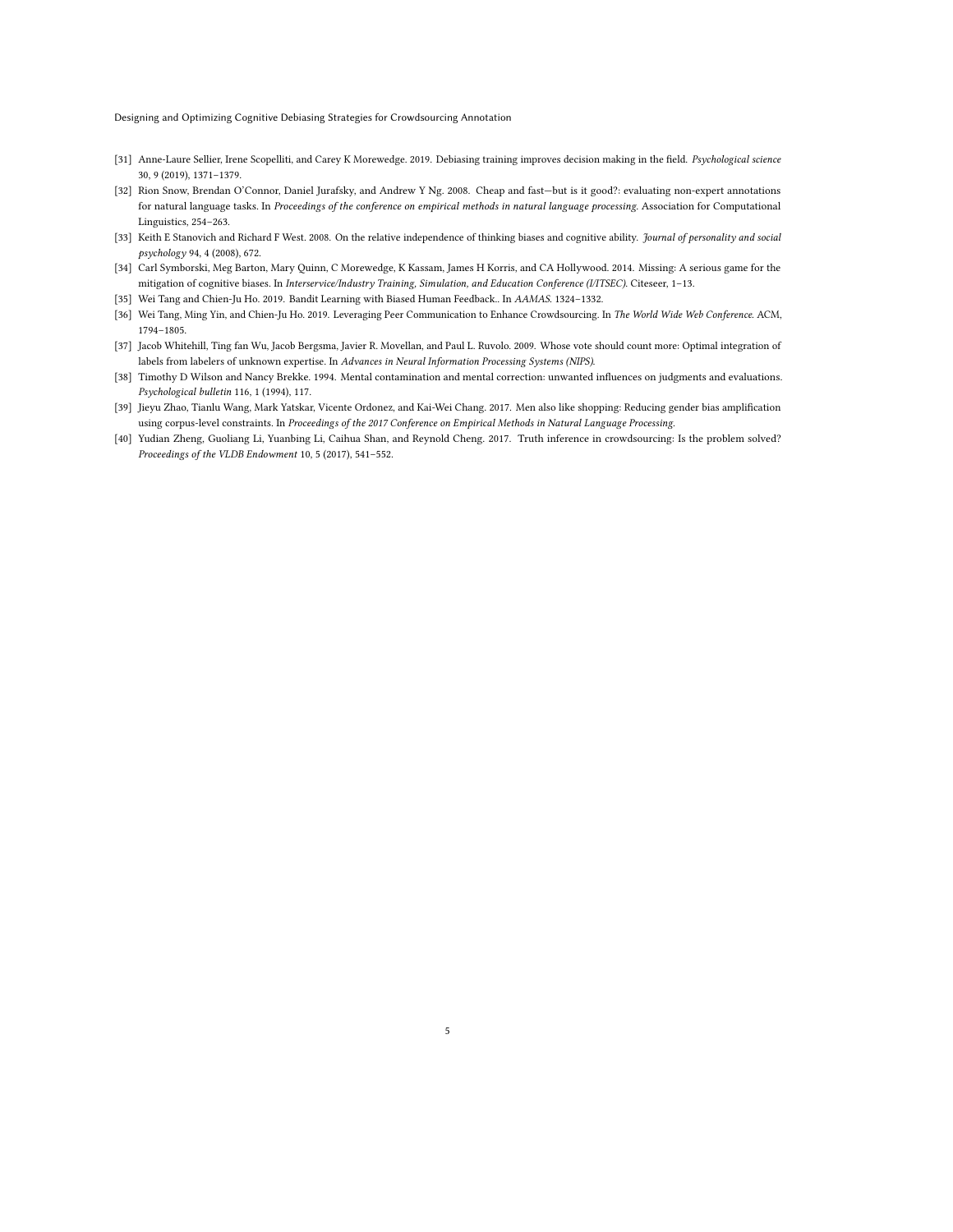[31] Anne-Laure Sellier, Irene Scopelliti, and Carey K Morewedge. 2019. Debiasing training improves decision making in the field. *Psychological science* 30, 9 (2019), 1371–1379.

[32] Rion Snow, Brendan O'Connor, Daniel Jurafsky, and Andrew Y Ng. 2008. Cheap and fast—but is it good?: evaluating non-expert annotations for natural language tasks. In *Proceedings of the conference on empirical methods in natural language processing*. Association for Computational Linguistics, 254–263.

[33] Keith E Stanovich and Richard F West. 2008. On the relative independence of thinking biases and cognitive ability. *Journal of personality and social psychology* 94, 4 (2008), 672.

[34] Carl Symborski, Meg Barton, Mary Quinn, C Morewedge, K Kassam, James H Korris, and CA Hollywood. 2014. Missing: A serious game for the mitigation of cognitive biases. In *Interservice/Industry Training, Simulation, and Education Conference (I/ITSEC)*. Citeseer, 1–13.

[35] Wei Tang and Chien-Ju Ho. 2019. Bandit Learning with Biased Human Feedback.. In *AAMAS*. 1324–1332.

[36] Wei Tang, Ming Yin, and Chien-Ju Ho. 2019. Leveraging Peer Communication to Enhance Crowdsourcing. In *The World Wide Web Conference*. ACM, 1794–1805.

[37] Jacob Whitehill, Ting fan Wu, Jacob Bergsma, Javier R. Movellan, and Paul L. Ruvolo. 2009. Whose vote should count more: Optimal integration of labels from labelers of unknown expertise. In *Advances in Neural Information Processing Systems (NIPS)*.

[38] Timothy D Wilson and Nancy Brekke. 1994. Mental contamination and mental correction: unwanted influences on judgments and evaluations. *Psychological bulletin* 116, 1 (1994), 117.

[39] Jieyu Zhao, Tianlu Wang, Mark Yatskar, Vicente Ordonez, and Kai-Wei Chang. 2017. Men also like shopping: Reducing gender bias amplification using corpus-level constraints. In *Proceedings of the 2017 Conference on Empirical Methods in Natural Language Processing*.

[40] Yudian Zheng, Guoliang Li, Yuanbing Li, Caihua Shan, and Reynold Cheng. 2017. Truth inference in crowdsourcing: Is the problem solved? *Proceedings of the VLDB Endowment* 10, 5 (2017), 541–552.